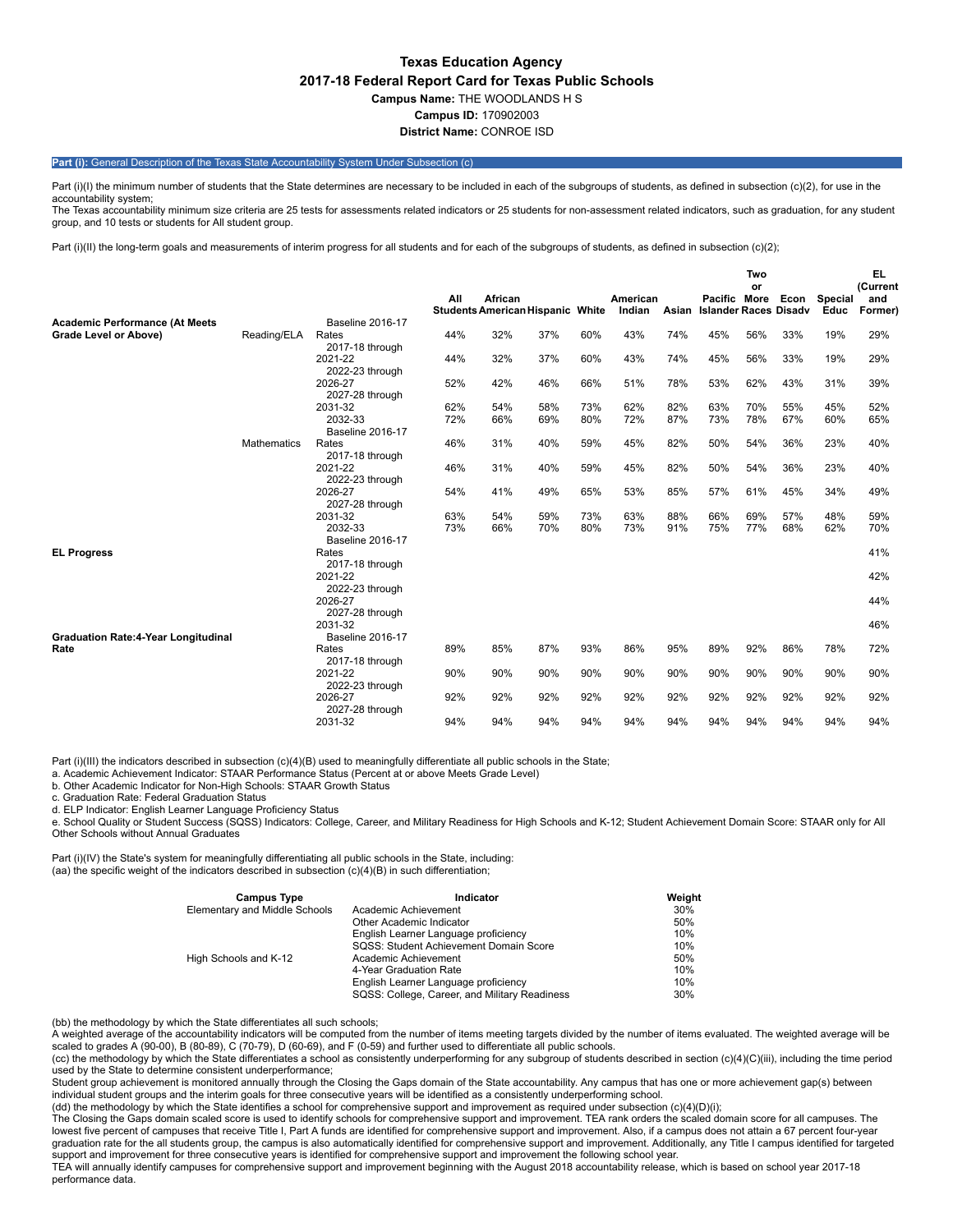**Texas Education Agency**

**2017-18 Federal Report Card for Texas Public Schools**

**Campus Name:** THE WOODLANDS H S

**Campus ID:** 170902003

**District Name:** CONROE ISD

## Part (i): General Description of the Texas State Accountability System Under Subsection (c)

Part (i)(I) the minimum number of students that the State determines are necessary to be included in each of the subgroups of students, as defined in subsection (c)(2), for use in the accountability system;
The Texas accountability minimum size criteria are 25 tests for assessments related indicators or 25 students for non-assessment related indicators, such as graduation, for any student group, and 10 tests or students for All student group.

Part (i)(II) the long-term goals and measurements of interim progress for all students and for each of the subgroups of students, as defined in subsection (c)(2);

| | | | All Students | African American | Hispanic | White | American Indian | Asian | Pacific Islander | Two or More Races | Econ Disadv | Special Educ | EL (Current and Former) |
|---|---|---|---|---|---|---|---|---|---|---|---|---|---|
| **Academic Performance (At Meets Grade Level or Above)** | Reading/ELA | Baseline 2016-17 Rates | 44% | 32% | 37% | 60% | 43% | 74% | 45% | 56% | 33% | 19% | 29% |
| | | 2017-18 through 2021-22 | 44% | 32% | 37% | 60% | 43% | 74% | 45% | 56% | 33% | 19% | 29% |
| | | 2022-23 through 2026-27 | 52% | 42% | 46% | 66% | 51% | 78% | 53% | 62% | 43% | 31% | 39% |
| | | 2027-28 through 2031-32 | 62% | 54% | 58% | 73% | 62% | 82% | 63% | 70% | 55% | 45% | 52% |
| | | 2032-33 | 72% | 66% | 69% | 80% | 72% | 87% | 73% | 78% | 67% | 60% | 65% |
| | Mathematics | Baseline 2016-17 Rates | 46% | 31% | 40% | 59% | 45% | 82% | 50% | 54% | 36% | 23% | 40% |
| | | 2017-18 through 2021-22 | 46% | 31% | 40% | 59% | 45% | 82% | 50% | 54% | 36% | 23% | 40% |
| | | 2022-23 through 2026-27 | 54% | 41% | 49% | 65% | 53% | 85% | 57% | 61% | 45% | 34% | 49% |
| | | 2027-28 through 2031-32 | 63% | 54% | 59% | 73% | 63% | 88% | 66% | 69% | 57% | 48% | 59% |
| | | 2032-33 | 73% | 66% | 70% | 80% | 73% | 91% | 75% | 77% | 68% | 62% | 70% |
| **EL Progress** | | Baseline 2016-17 Rates | | | | | | | | | | | 41% |
| | | 2017-18 through 2021-22 | | | | | | | | | | | 42% |
| | | 2022-23 through 2026-27 | | | | | | | | | | | 44% |
| | | 2027-28 through 2031-32 | | | | | | | | | | | 46% |
| **Graduation Rate:4-Year Longitudinal Rate** | | Baseline 2016-17 Rates | 89% | 85% | 87% | 93% | 86% | 95% | 89% | 92% | 86% | 78% | 72% |
| | | 2017-18 through 2021-22 | 90% | 90% | 90% | 90% | 90% | 90% | 90% | 90% | 90% | 90% | 90% |
| | | 2022-23 through 2026-27 | 92% | 92% | 92% | 92% | 92% | 92% | 92% | 92% | 92% | 92% | 92% |
| | | 2027-28 through 2031-32 | 94% | 94% | 94% | 94% | 94% | 94% | 94% | 94% | 94% | 94% | 94% |

Part (i)(III) the indicators described in subsection (c)(4)(B) used to meaningfully differentiate all public schools in the State;
a. Academic Achievement Indicator: STAAR Performance Status (Percent at or above Meets Grade Level)
b. Other Academic Indicator for Non-High Schools: STAAR Growth Status
c. Graduation Rate: Federal Graduation Status
d. ELP Indicator: English Learner Language Proficiency Status
e. School Quality or Student Success (SQSS) Indicators: College, Career, and Military Readiness for High Schools and K-12; Student Achievement Domain Score: STAAR only for All Other Schools without Annual Graduates

Part (i)(IV) the State's system for meaningfully differentiating all public schools in the State, including:
(aa) the specific weight of the indicators described in subsection (c)(4)(B) in such differentiation;

| Campus Type | Indicator | Weight |
|---|---|---|
| Elementary and Middle Schools | Academic Achievement | 30% |
| | Other Academic Indicator | 50% |
| | English Learner Language proficiency | 10% |
| | SQSS: Student Achievement Domain Score | 10% |
| High Schools and K-12 | Academic Achievement | 50% |
| | 4-Year Graduation Rate | 10% |
| | English Learner Language proficiency | 10% |
| | SQSS: College, Career, and Military Readiness | 30% |

(bb) the methodology by which the State differentiates all such schools;
A weighted average of the accountability indicators will be computed from the number of items meeting targets divided by the number of items evaluated. The weighted average will be scaled to grades A (90-00), B (80-89), C (70-79), D (60-69), and F (0-59) and further used to differentiate all public schools.
(cc) the methodology by which the State differentiates a school as consistently underperforming for any subgroup of students described in section (c)(4)(C)(iii), including the time period used by the State to determine consistent underperformance;
Student group achievement is monitored annually through the Closing the Gaps domain of the State accountability. Any campus that has one or more achievement gap(s) between individual student groups and the interim goals for three consecutive years will be identified as a consistently underperforming school.
(dd) the methodology by which the State identifies a school for comprehensive support and improvement as required under subsection (c)(4)(D)(i);
The Closing the Gaps domain scaled score is used to identify schools for comprehensive support and improvement. TEA rank orders the scaled domain score for all campuses. The lowest five percent of campuses that receive Title I, Part A funds are identified for comprehensive support and improvement. Also, if a campus does not attain a 67 percent four-year graduation rate for the all students group, the campus is also automatically identified for comprehensive support and improvement. Additionally, any Title I campus identified for targeted support and improvement for three consecutive years is identified for comprehensive support and improvement the following school year.
TEA will annually identify campuses for comprehensive support and improvement beginning with the August 2018 accountability release, which is based on school year 2017-18 performance data.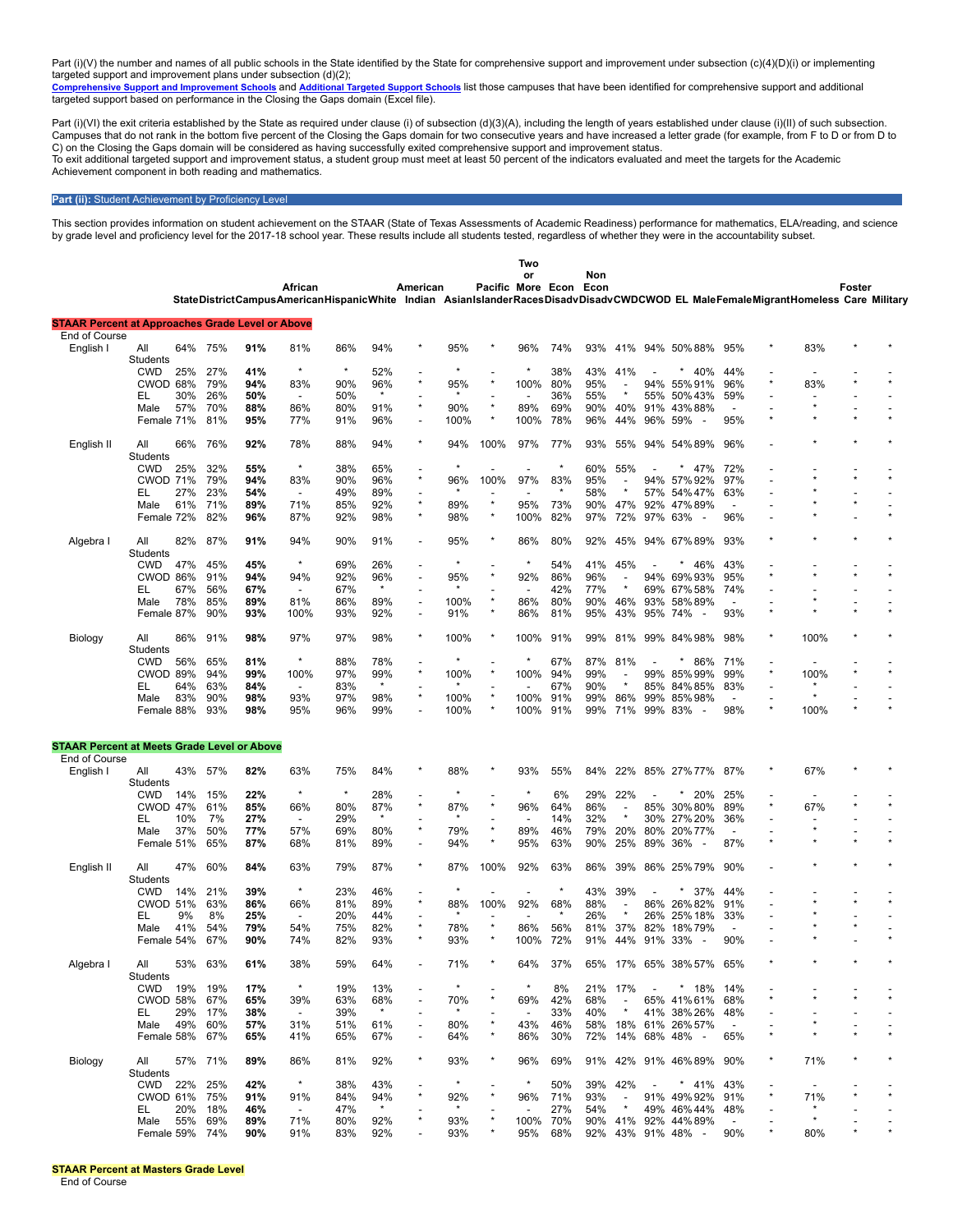Part (i)(V) the number and names of all public schools in the State identified by the State for comprehensive support and improvement under subsection (c)(4)(D)(i) or implementing targeted support and improvement plans under subsection (d)(2);
**Comprehensive Support and Improvement Schools** and **Additional Targeted Support Schools** list those campuses that have been identified for comprehensive support and additional targeted support based on performance in the Closing the Gaps domain (Excel file).

Part (i)(VI) the exit criteria established by the State as required under clause (i) of subsection (d)(3)(A), including the length of years established under clause (i)(II) of such subsection. Campuses that do not rank in the bottom five percent of the Closing the Gaps domain for two consecutive years and have increased a letter grade (for example, from F to D or from D to C) on the Closing the Gaps domain will be considered as having successfully exited comprehensive support and improvement status.
To exit additional targeted support and improvement status, a student group must meet at least 50 percent of the indicators evaluated and meet the targets for the Academic Achievement component in both reading and mathematics.

## Part (ii): Student Achievement by Proficiency Level

This section provides information on student achievement on the STAAR (State of Texas Assessments of Academic Readiness) performance for mathematics, ELA/reading, and science by grade level and proficiency level for the 2017-18 school year. These results include all students tested, regardless of whether they were in the accountability subset.

| | | State | District | Campus | African American | Hispanic | White | American Indian | Asian | Pacific Islander | Two or More Races | Econ Disadv | Non Econ Disadv | CWD | CWOD | EL | Male | Female | Migrant | Homeless | Foster Care | Military |
|---|---|---|---|---|---|---|---|---|---|---|---|---|---|---|---|---|---|---|---|---|---|---|
| **STAAR Percent at Approaches Grade Level or Above** | | | | | | | | | | | | | | | | | | | | | | |
| End of Course | | | | | | | | | | | | | | | | | | | | | | |
| English I | All Students | 64% | 75% | **91%** | 81% | 86% | 94% | * | 95% | * | 96% | 74% | 93% | 41% | 94% | 50% | 88% | 95% | * | 83% | * | * |
| | CWD | 25% | 27% | **41%** | * | * | 52% | - | * | - | * | 38% | 43% | 41% | - | * | 40% | 44% | - | - | - | - |
| | CWOD | 68% | 79% | **94%** | 83% | 90% | 96% | * | 95% | * | 100% | 80% | 95% | - | 94% | 55% | 91% | 96% | * | 83% | * | * |
| | EL | 30% | 26% | **50%** | - | 50% | * | - | * | - | - | 36% | 55% | * | 55% | 50% | 43% | 59% | - | - | - | - |
| | Male | 57% | 70% | **88%** | 86% | 80% | 91% | * | 90% | * | 89% | 69% | 90% | 40% | 91% | 43% | 88% | - | - | * | - | - |
| | Female | 71% | 81% | **95%** | 77% | 91% | 96% | - | 100% | * | 100% | 78% | 96% | 44% | 96% | 59% | - | 95% | * | * | * | * |
| English II | All Students | 66% | 76% | **92%** | 78% | 88% | 94% | * | 94% | 100% | 97% | 77% | 93% | 55% | 94% | 54% | 89% | 96% | - | * | * | * |
| | CWD | 25% | 32% | **55%** | * | 38% | 65% | - | * | - | - | * | 60% | 55% | - | * | 47% | 72% | - | - | - | - |
| | CWOD | 71% | 79% | **94%** | 83% | 90% | 96% | * | 96% | 100% | 97% | 83% | 95% | - | 94% | 57% | 92% | 97% | - | * | * | * |
| | EL | 27% | 23% | **54%** | - | 49% | 89% | - | * | - | - | * | 58% | * | 57% | 54% | 47% | 63% | - | * | - | - |
| | Male | 61% | 71% | **89%** | 71% | 85% | 92% | * | 89% | * | 95% | 73% | 90% | 47% | 92% | 47% | 89% | - | - | * | * | - |
| | Female | 72% | 82% | **96%** | 87% | 92% | 98% | * | 98% | * | 100% | 82% | 97% | 72% | 97% | 63% | - | 96% | - | * | - | * |
| Algebra I | All Students | 82% | 87% | **91%** | 94% | 90% | 91% | - | 95% | * | 86% | 80% | 92% | 45% | 94% | 67% | 89% | 93% | * | * | * | * |
| | CWD | 47% | 45% | **45%** | * | 69% | 26% | - | * | - | * | 54% | 41% | 45% | - | * | 46% | 43% | - | - | - | - |
| | CWOD | 86% | 91% | **94%** | 94% | 92% | 96% | - | 95% | * | 92% | 86% | 96% | - | 94% | 69% | 93% | 95% | * | * | * | * |
| | EL | 67% | 56% | **67%** | - | 67% | * | - | * | - | - | 42% | 77% | * | 69% | 67% | 58% | 74% | - | - | - | - |
| | Male | 78% | 85% | **89%** | 81% | 86% | 89% | - | 100% | * | 86% | 80% | 90% | 46% | 93% | 58% | 89% | - | - | * | - | - |
| | Female | 87% | 90% | **93%** | 100% | 93% | 92% | - | 91% | * | 86% | 81% | 95% | 43% | 95% | 74% | - | 93% | * | * | * | * |
| Biology | All Students | 86% | 91% | **98%** | 97% | 97% | 98% | * | 100% | * | 100% | 91% | 99% | 81% | 99% | 84% | 98% | 98% | * | 100% | * | * |
| | CWD | 56% | 65% | **81%** | * | 88% | 78% | - | * | - | * | 67% | 87% | 81% | - | * | 86% | 71% | - | - | - | - |
| | CWOD | 89% | 94% | **99%** | 100% | 97% | 99% | * | 100% | * | 100% | 94% | 99% | - | 99% | 85% | 99% | 99% | * | 100% | * | * |
| | EL | 64% | 63% | **84%** | - | 83% | * | - | * | - | - | 67% | 90% | * | 85% | 84% | 85% | 83% | - | * | - | - |
| | Male | 83% | 90% | **98%** | 93% | 97% | 98% | * | 100% | * | 100% | 91% | 99% | 86% | 99% | 85% | 98% | - | - | * | - | - |
| | Female | 88% | 93% | **98%** | 95% | 96% | 99% | - | 100% | * | 100% | 91% | 99% | 71% | 99% | 83% | - | 98% | * | 100% | * | * |
| **STAAR Percent at Meets Grade Level or Above** | | | | | | | | | | | | | | | | | | | | | | |
| End of Course | | | | | | | | | | | | | | | | | | | | | | |
| English I | All Students | 43% | 57% | **82%** | 63% | 75% | 84% | * | 88% | * | 93% | 55% | 84% | 22% | 85% | 27% | 77% | 87% | * | 67% | * | * |
| | CWD | 14% | 15% | **22%** | * | * | 28% | - | * | - | * | 6% | 29% | 22% | - | * | 20% | 25% | - | - | - | - |
| | CWOD | 47% | 61% | **85%** | 66% | 80% | 87% | * | 87% | * | 96% | 64% | 86% | - | 85% | 30% | 80% | 89% | * | 67% | * | * |
| | EL | 10% | 7% | **27%** | - | 29% | * | - | * | - | - | 14% | 32% | * | 30% | 27% | 20% | 36% | - | - | - | - |
| | Male | 37% | 50% | **77%** | 57% | 69% | 80% | * | 79% | * | 89% | 46% | 79% | 20% | 80% | 20% | 77% | - | - | * | - | - |
| | Female | 51% | 65% | **87%** | 68% | 81% | 89% | - | 94% | * | 95% | 63% | 90% | 25% | 89% | 36% | - | 87% | * | * | * | * |
| English II | All Students | 47% | 60% | **84%** | 63% | 79% | 87% | * | 87% | 100% | 92% | 63% | 86% | 39% | 86% | 25% | 79% | 90% | - | * | * | * |
| | CWD | 14% | 21% | **39%** | * | 23% | 46% | - | * | - | - | * | 43% | 39% | - | * | 37% | 44% | - | - | - | - |
| | CWOD | 51% | 63% | **86%** | 66% | 81% | 89% | * | 88% | 100% | 92% | 68% | 88% | - | 86% | 26% | 82% | 91% | - | * | * | * |
| | EL | 9% | 8% | **25%** | - | 20% | 44% | - | * | - | - | * | 26% | * | 26% | 25% | 18% | 33% | - | * | - | - |
| | Male | 41% | 54% | **79%** | 54% | 75% | 82% | * | 78% | * | 86% | 56% | 81% | 37% | 82% | 18% | 79% | - | - | * | * | - |
| | Female | 54% | 67% | **90%** | 74% | 82% | 93% | * | 93% | * | 100% | 72% | 91% | 44% | 91% | 33% | - | 90% | - | * | - | * |
| Algebra I | All Students | 53% | 63% | **61%** | 38% | 59% | 64% | - | 71% | * | 64% | 37% | 65% | 17% | 65% | 38% | 57% | 65% | * | * | * | * |
| | CWD | 19% | 19% | **17%** | * | 19% | 13% | - | * | - | * | 8% | 21% | 17% | - | * | 18% | 14% | - | - | - | - |
| | CWOD | 58% | 67% | **65%** | 39% | 63% | 68% | - | 70% | * | 69% | 42% | 68% | - | 65% | 41% | 61% | 68% | * | * | * | * |
| | EL | 29% | 17% | **38%** | - | 39% | * | - | * | - | - | 33% | 40% | * | 41% | 38% | 26% | 48% | - | - | - | - |
| | Male | 49% | 60% | **57%** | 31% | 51% | 61% | - | 80% | * | 43% | 46% | 58% | 18% | 61% | 26% | 57% | - | - | * | - | - |
| | Female | 58% | 67% | **65%** | 41% | 65% | 67% | - | 64% | * | 86% | 30% | 72% | 14% | 68% | 48% | - | 65% | * | * | * | * |
| Biology | All Students | 57% | 71% | **89%** | 86% | 81% | 92% | * | 93% | * | 96% | 69% | 91% | 42% | 91% | 46% | 89% | 90% | * | 71% | * | * |
| | CWD | 22% | 25% | **42%** | * | 38% | 43% | - | * | - | * | 50% | 39% | 42% | - | * | 41% | 43% | - | - | - | - |
| | CWOD | 61% | 75% | **91%** | 91% | 84% | 94% | * | 92% | * | 96% | 71% | 93% | - | 91% | 49% | 92% | 91% | * | 71% | * | * |
| | EL | 20% | 18% | **46%** | - | 47% | * | - | * | - | - | 27% | 54% | * | 49% | 46% | 44% | 48% | - | * | - | - |
| | Male | 55% | 69% | **89%** | 71% | 80% | 92% | * | 93% | * | 100% | 70% | 90% | 41% | 92% | 44% | 89% | - | - | * | - | - |
| | Female | 59% | 74% | **90%** | 91% | 83% | 92% | - | 93% | * | 95% | 68% | 92% | 43% | 91% | 48% | - | 90% | * | 80% | * | * |

**STAAR Percent at Masters Grade Level**

End of Course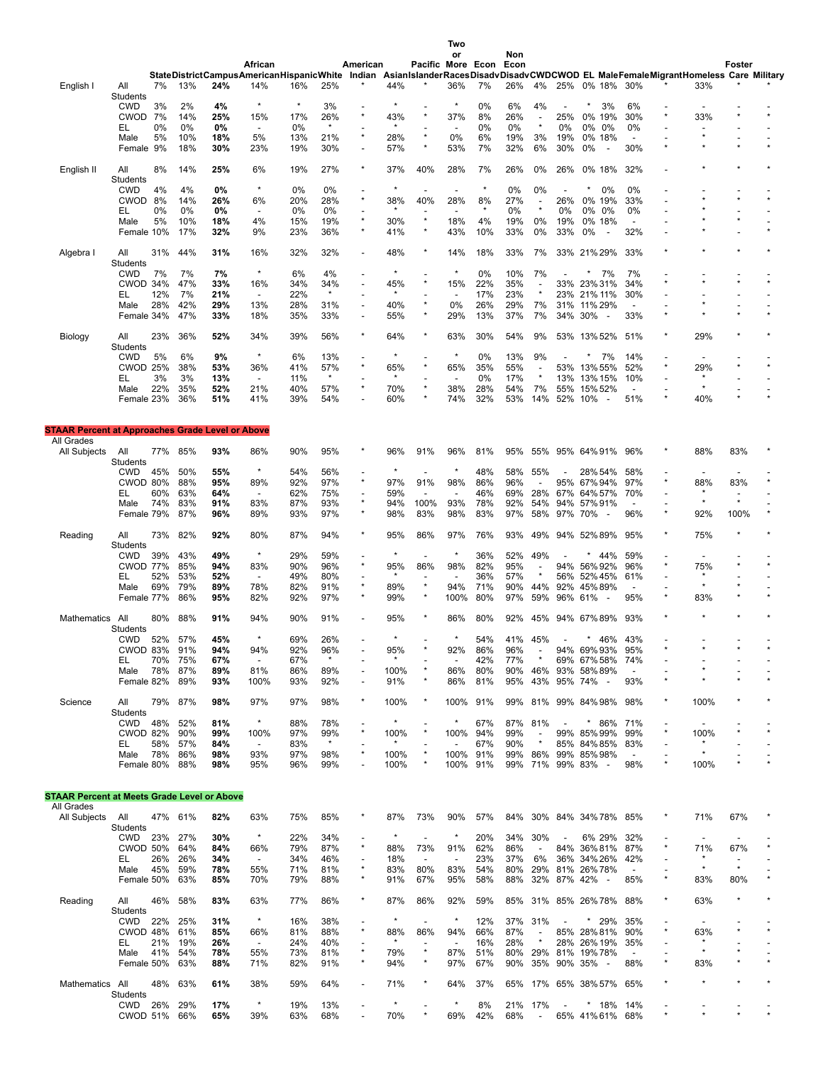| | | State | District | Campus | African American | Hispanic | White | American Indian | Asian | Pacific Islander | Two or More Races | Econ Disadv | Non Econ Disadv | CWD | CWOD | EL | Male | Female | Migrant | Homeless | Foster Care | Military |
|---|---|---|---|---|---|---|---|---|---|---|---|---|---|---|---|---|---|---|---|---|---|---|
| English I | All Students | 7% | 13% | **24%** | 14% | 16% | 25% | * | 44% | * | 36% | 7% | 26% | 4% | 25% | 0% | 18% | 30% | * | 33% | * | * |
| | CWD | 3% | 2% | **4%** | * | * | 3% | - | * | - | * | 0% | 6% | 4% | - | * | 3% | 6% | - | - | - | - |
| | CWOD | 7% | 14% | **25%** | 15% | 17% | 26% | * | 43% | * | 37% | 8% | 26% | - | 25% | 0% | 19% | 30% | * | 33% | * | * |
| | EL | 0% | 0% | **0%** | - | 0% | * | - | * | - | - | 0% | 0% | * | 0% | 0% | 0% | 0% | - | - | - | - |
| | Male | 5% | 10% | **18%** | 5% | 13% | 21% | * | 28% | * | 0% | 6% | 19% | 3% | 19% | 0% | 18% | - | - | * | - | - |
| | Female | 9% | 18% | **30%** | 23% | 19% | 30% | - | 57% | * | 53% | 7% | 32% | 6% | 30% | 0% | - | 30% | * | * | * | * |
| English II | All Students | 8% | 14% | **25%** | 6% | 19% | 27% | * | 37% | 40% | 28% | 7% | 26% | 0% | 26% | 0% | 18% | 32% | - | * | * | * |
| | CWD | 4% | 4% | **0%** | * | 0% | 0% | - | * | - | - | * | 0% | 0% | - | * | 0% | 0% | - | - | - | - |
| | CWOD | 8% | 14% | **26%** | 6% | 20% | 28% | * | 38% | 40% | 28% | 8% | 27% | - | 26% | 0% | 19% | 33% | - | * | * | * |
| | EL | 0% | 0% | **0%** | - | 0% | 0% | - | * | - | - | * | 0% | * | 0% | 0% | 0% | 0% | - | * | - | - |
| | Male | 5% | 10% | **18%** | 4% | 15% | 19% | * | 30% | * | 18% | 4% | 19% | 0% | 19% | 0% | 18% | - | - | * | * | - |
| | Female | 10% | 17% | **32%** | 9% | 23% | 36% | * | 41% | * | 43% | 10% | 33% | 0% | 33% | 0% | - | 32% | - | * | - | * |
| Algebra I | All Students | 31% | 44% | **31%** | 16% | 32% | 32% | - | 48% | * | 14% | 18% | 33% | 7% | 33% | 21% | 29% | 33% | * | * | * | * |
| | CWD | 7% | 7% | **7%** | * | 6% | 4% | - | * | - | * | 0% | 10% | 7% | - | * | 7% | 7% | - | - | - | - |
| | CWOD | 34% | 47% | **33%** | 16% | 34% | 34% | - | 45% | * | 15% | 22% | 35% | - | 33% | 23% | 31% | 34% | * | * | * | * |
| | EL | 12% | 7% | **21%** | - | 22% | * | - | * | - | - | 17% | 23% | * | 23% | 21% | 11% | 30% | - | - | - | - |
| | Male | 28% | 42% | **29%** | 13% | 28% | 31% | - | 40% | * | 0% | 26% | 29% | 7% | 31% | 11% | 29% | - | - | * | - | - |
| | Female | 34% | 47% | **33%** | 18% | 35% | 33% | - | 55% | * | 29% | 13% | 37% | 7% | 34% | 30% | - | 33% | * | * | * | * |
| Biology | All Students | 23% | 36% | **52%** | 34% | 39% | 56% | * | 64% | * | 63% | 30% | 54% | 9% | 53% | 13% | 52% | 51% | * | 29% | * | * |
| | CWD | 5% | 6% | **9%** | * | 6% | 13% | - | * | - | * | 0% | 13% | 9% | - | * | 7% | 14% | - | - | - | - |
| | CWOD | 25% | 38% | **53%** | 36% | 41% | 57% | * | 65% | * | 65% | 35% | 55% | - | 53% | 13% | 55% | 52% | * | 29% | * | * |
| | EL | 3% | 3% | **13%** | - | 11% | * | - | * | - | - | 0% | 17% | * | 13% | 13% | 15% | 10% | - | * | - | - |
| | Male | 22% | 35% | **52%** | 21% | 40% | 57% | * | 70% | * | 38% | 28% | 54% | 7% | 55% | 15% | 52% | - | - | * | - | - |
| | Female | 23% | 36% | **51%** | 41% | 39% | 54% | - | 60% | * | 74% | 32% | 53% | 14% | 52% | 10% | - | 51% | * | 40% | * | * |

**STAAR Percent at Approaches Grade Level or Above**

All Grades

| | | State | District | Campus | African American | Hispanic | White | American Indian | Asian | Pacific Islander | Two or More Races | Econ Disadv | Non Econ Disadv | CWD | CWOD | EL | Male | Female | Migrant | Homeless | Foster Care | Military |
|---|---|---|---|---|---|---|---|---|---|---|---|---|---|---|---|---|---|---|---|---|---|---|
| All Subjects | All Students | 77% | 85% | **93%** | 86% | 90% | 95% | * | 96% | 91% | 96% | 81% | 95% | 55% | 95% | 64% | 91% | 96% | * | 88% | 83% | * |
| | CWD | 45% | 50% | **55%** | * | 54% | 56% | - | * | - | * | 48% | 58% | 55% | - | 28% | 54% | 58% | - | - | - | - |
| | CWOD | 80% | 88% | **95%** | 89% | 92% | 97% | * | 97% | 91% | 98% | 86% | 96% | - | 95% | 67% | 94% | 97% | * | 88% | 83% | * |
| | EL | 60% | 63% | **64%** | - | 62% | 75% | - | 59% | - | - | 46% | 69% | 28% | 67% | 64% | 57% | 70% | - | * | - | - |
| | Male | 74% | 83% | **91%** | 83% | 87% | 93% | * | 94% | 100% | 93% | 78% | 92% | 54% | 94% | 57% | 91% | - | - | * | * | - |
| | Female | 79% | 87% | **96%** | 89% | 93% | 97% | * | 98% | 83% | 98% | 83% | 97% | 58% | 97% | 70% | - | 96% | * | 92% | 100% | * |
| Reading | All Students | 73% | 82% | **92%** | 80% | 87% | 94% | * | 95% | 86% | 97% | 76% | 93% | 49% | 94% | 52% | 89% | 95% | * | 75% | * | * |
| | CWD | 39% | 43% | **49%** | * | 29% | 59% | - | * | - | * | 36% | 52% | 49% | - | * | 44% | 59% | - | - | - | - |
| | CWOD | 77% | 85% | **94%** | 83% | 90% | 96% | * | 95% | 86% | 98% | 82% | 95% | - | 94% | 56% | 92% | 96% | * | 75% | * | * |
| | EL | 52% | 53% | **52%** | - | 49% | 80% | - | * | - | - | 36% | 57% | * | 56% | 52% | 45% | 61% | - | * | - | - |
| | Male | 69% | 79% | **89%** | 78% | 82% | 91% | * | 89% | * | 94% | 71% | 90% | 44% | 92% | 45% | 89% | - | - | * | * | - |
| | Female | 77% | 86% | **95%** | 82% | 92% | 97% | * | 99% | * | 100% | 80% | 97% | 59% | 96% | 61% | - | 95% | * | 83% | * | * |
| Mathematics | All Students | 80% | 88% | **91%** | 94% | 90% | 91% | - | 95% | * | 86% | 80% | 92% | 45% | 94% | 67% | 89% | 93% | * | * | * | * |
| | CWD | 52% | 57% | **45%** | * | 69% | 26% | - | * | - | * | 54% | 41% | 45% | - | * | 46% | 43% | - | - | - | - |
| | CWOD | 83% | 91% | **94%** | 94% | 92% | 96% | - | 95% | * | 92% | 86% | 96% | - | 94% | 69% | 93% | 95% | * | * | * | * |
| | EL | 70% | 75% | **67%** | - | 67% | * | - | * | - | - | 42% | 77% | * | 69% | 67% | 58% | 74% | - | - | - | - |
| | Male | 78% | 87% | **89%** | 81% | 86% | 89% | - | 100% | * | 86% | 80% | 90% | 46% | 93% | 58% | 89% | - | - | * | - | - |
| | Female | 82% | 89% | **93%** | 100% | 93% | 92% | - | 91% | * | 86% | 81% | 95% | 43% | 95% | 74% | - | 93% | * | * | * | * |
| Science | All Students | 79% | 87% | **98%** | 97% | 97% | 98% | * | 100% | * | 100% | 91% | 99% | 81% | 99% | 84% | 98% | 98% | * | 100% | * | * |
| | CWD | 48% | 52% | **81%** | * | 88% | 78% | - | * | - | * | 67% | 87% | 81% | - | * | 86% | 71% | - | - | - | - |
| | CWOD | 82% | 90% | **99%** | 100% | 97% | 99% | * | 100% | * | 100% | 94% | 99% | - | 99% | 85% | 99% | 99% | * | 100% | * | * |
| | EL | 58% | 57% | **84%** | - | 83% | * | - | * | - | - | 67% | 90% | * | 85% | 84% | 85% | 83% | - | * | - | - |
| | Male | 78% | 86% | **98%** | 93% | 97% | 98% | * | 100% | * | 100% | 91% | 99% | 86% | 99% | 85% | 98% | - | - | * | - | - |
| | Female | 80% | 88% | **98%** | 95% | 96% | 99% | - | 100% | * | 100% | 91% | 99% | 71% | 99% | 83% | - | 98% | * | 100% | * | * |

**STAAR Percent at Meets Grade Level or Above**

All Grades

| | | State | District | Campus | African American | Hispanic | White | American Indian | Asian | Pacific Islander | Two or More Races | Econ Disadv | Non Econ Disadv | CWD | CWOD | EL | Male | Female | Migrant | Homeless | Foster Care | Military |
|---|---|---|---|---|---|---|---|---|---|---|---|---|---|---|---|---|---|---|---|---|---|---|
| All Subjects | All Students | 47% | 61% | **82%** | 63% | 75% | 85% | * | 87% | 73% | 90% | 57% | 84% | 30% | 84% | 34% | 78% | 85% | * | 71% | 67% | * |
| | CWD | 23% | 27% | **30%** | * | 22% | 34% | - | * | - | * | 20% | 34% | 30% | - | 6% | 29% | 32% | - | - | - | - |
| | CWOD | 50% | 64% | **84%** | 66% | 79% | 87% | * | 88% | 73% | 91% | 62% | 86% | - | 84% | 36% | 81% | 87% | * | 71% | 67% | * |
| | EL | 26% | 26% | **34%** | - | 34% | 46% | - | 18% | - | - | 23% | 37% | 6% | 36% | 34% | 26% | 42% | - | * | - | - |
| | Male | 45% | 59% | **78%** | 55% | 71% | 81% | * | 83% | 80% | 83% | 54% | 80% | 29% | 81% | 26% | 78% | - | - | * | * | - |
| | Female | 50% | 63% | **85%** | 70% | 79% | 88% | * | 91% | 67% | 95% | 58% | 88% | 32% | 87% | 42% | - | 85% | * | 83% | 80% | * |
| Reading | All Students | 46% | 58% | **83%** | 63% | 77% | 86% | * | 87% | 86% | 92% | 59% | 85% | 31% | 85% | 26% | 78% | 88% | * | 63% | * | * |
| | CWD | 22% | 25% | **31%** | * | 16% | 38% | - | * | - | * | 12% | 37% | 31% | - | * | 29% | 35% | - | - | - | - |
| | CWOD | 48% | 61% | **85%** | 66% | 81% | 88% | * | 88% | 86% | 94% | 66% | 87% | - | 85% | 28% | 81% | 90% | * | 63% | * | * |
| | EL | 21% | 19% | **26%** | - | 24% | 40% | - | * | - | - | 16% | 28% | * | 28% | 26% | 19% | 35% | - | * | - | - |
| | Male | 41% | 54% | **78%** | 55% | 73% | 81% | * | 79% | * | 87% | 51% | 80% | 29% | 81% | 19% | 78% | - | - | * | * | - |
| | Female | 50% | 63% | **88%** | 71% | 82% | 91% | * | 94% | * | 97% | 67% | 90% | 35% | 90% | 35% | - | 88% | * | 83% | * | * |
| Mathematics | All Students | 48% | 63% | **61%** | 38% | 59% | 64% | - | 71% | * | 64% | 37% | 65% | 17% | 65% | 38% | 57% | 65% | * | * | * | * |
| | CWD | 26% | 29% | **17%** | * | 19% | 13% | - | * | - | * | 8% | 21% | 17% | - | * | 18% | 14% | - | - | - | - |
| | CWOD | 51% | 66% | **65%** | 39% | 63% | 68% | - | 70% | * | 69% | 42% | 68% | - | 65% | 41% | 61% | 68% | * | * | * | * |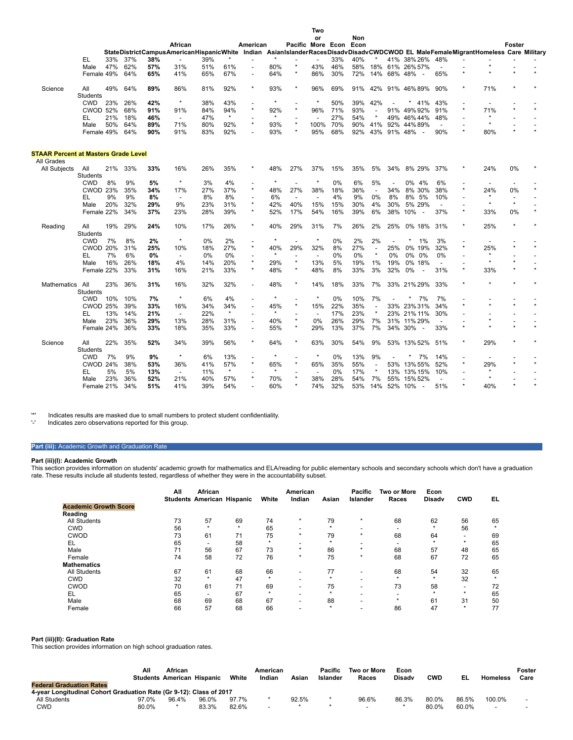| | | State | District | Campus | African American | Hispanic | White | American Indian | Asian | Pacific Islander | Two or More Races | Econ Disadv | Non Econ Disadv | CWD | CWOD | EL | Male | Female | Migrant | Homeless | Foster Care | Military |
|---|---|---|---|---|---|---|---|---|---|---|---|---|---|---|---|---|---|---|---|---|---|---|
| | EL | 33% | 37% | **38%** | - | 39% | * | - | * | - | - | 33% | 40% | * | 41% | 38% | 26% | 48% | - | - | - | - |
| | Male | 47% | 62% | **57%** | 31% | 51% | 61% | - | 80% | * | 43% | 46% | 58% | 18% | 61% | 26% | 57% | - | - | * | - | - |
| | Female | 49% | 64% | **65%** | 41% | 65% | 67% | - | 64% | * | 86% | 30% | 72% | 14% | 68% | 48% | - | 65% | * | * | * | * |
| Science | All Students | 49% | 64% | **89%** | 86% | 81% | 92% | * | 93% | * | 96% | 69% | 91% | 42% | 91% | 46% | 89% | 90% | * | 71% | * | * |
| | CWD | 23% | 26% | **42%** | * | 38% | 43% | - | * | - | * | 50% | 39% | 42% | - | * | 41% | 43% | - | - | - | - |
| | CWOD | 52% | 68% | **91%** | 91% | 84% | 94% | * | 92% | * | 96% | 71% | 93% | - | 91% | 49% | 92% | 91% | * | 71% | * | * |
| | EL | 21% | 18% | **46%** | - | 47% | * | - | * | - | - | 27% | 54% | * | 49% | 46% | 44% | 48% | - | * | - | - |
| | Male | 50% | 64% | **89%** | 71% | 80% | 92% | * | 93% | * | 100% | 70% | 90% | 41% | 92% | 44% | 89% | - | - | * | - | - |
| | Female | 49% | 64% | **90%** | 91% | 83% | 92% | - | 93% | * | 95% | 68% | 92% | 43% | 91% | 48% | - | 90% | * | 80% | * | * |

**STAAR Percent at Masters Grade Level**

All Grades

| | | State | District | Campus | African American | Hispanic | White | American Indian | Asian | Pacific Islander | Two or More Races | Econ Disadv | Non Econ Disadv | CWD | CWOD | EL | Male | Female | Migrant | Homeless | Foster Care | Military |
|---|---|---|---|---|---|---|---|---|---|---|---|---|---|---|---|---|---|---|---|---|---|---|
| All Subjects | All Students | 21% | 33% | **33%** | 16% | 26% | 35% | * | 48% | 27% | 37% | 15% | 35% | 5% | 34% | 8% | 29% | 37% | * | 24% | 0% | * |
| | CWD | 8% | 9% | **5%** | * | 3% | 4% | - | * | - | * | 0% | 6% | 5% | - | 0% | 4% | 6% | - | - | - | - |
| | CWOD | 23% | 35% | **34%** | 17% | 27% | 37% | * | 48% | 27% | 38% | 18% | 36% | - | 34% | 8% | 30% | 38% | * | 24% | 0% | * |
| | EL | 9% | 9% | **8%** | - | 8% | 8% | - | 6% | - | - | 4% | 9% | 0% | 8% | 8% | 5% | 10% | - | * | - | - |
| | Male | 20% | 32% | **29%** | 9% | 23% | 31% | * | 42% | 40% | 15% | 15% | 30% | 4% | 30% | 5% | 29% | - | - | * | * | - |
| | Female | 22% | 34% | **37%** | 23% | 28% | 39% | * | 52% | 17% | 54% | 16% | 39% | 6% | 38% | 10% | - | 37% | * | 33% | 0% | * |
| Reading | All Students | 19% | 29% | **24%** | 10% | 17% | 26% | * | 40% | 29% | 31% | 7% | 26% | 2% | 25% | 0% | 18% | 31% | * | 25% | * | * |
| | CWD | 7% | 8% | **2%** | * | 0% | 2% | - | * | - | * | 0% | 2% | 2% | - | * | 1% | 3% | - | - | - | - |
| | CWOD | 20% | 31% | **25%** | 10% | 18% | 27% | * | 40% | 29% | 32% | 8% | 27% | - | 25% | 0% | 19% | 32% | * | 25% | * | * |
| | EL | 7% | 6% | **0%** | - | 0% | 0% | - | * | - | - | 0% | 0% | * | 0% | 0% | 0% | 0% | - | * | - | - |
| | Male | 16% | 26% | **18%** | 4% | 14% | 20% | * | 29% | * | 13% | 5% | 19% | 1% | 19% | 0% | 18% | - | - | * | * | - |
| | Female | 22% | 33% | **31%** | 16% | 21% | 33% | * | 48% | * | 48% | 8% | 33% | 3% | 32% | 0% | - | 31% | * | 33% | * | * |
| Mathematics | All Students | 23% | 36% | **31%** | 16% | 32% | 32% | - | 48% | * | 14% | 18% | 33% | 7% | 33% | 21% | 29% | 33% | * | * | * | * |
| | CWD | 10% | 10% | **7%** | * | 6% | 4% | - | * | - | * | 0% | 10% | 7% | - | * | 7% | 7% | - | - | - | - |
| | CWOD | 25% | 39% | **33%** | 16% | 34% | 34% | - | 45% | * | 15% | 22% | 35% | - | 33% | 23% | 31% | 34% | * | * | * | * |
| | EL | 13% | 14% | **21%** | - | 22% | * | - | * | - | - | 17% | 23% | * | 23% | 21% | 11% | 30% | - | - | - | - |
| | Male | 23% | 36% | **29%** | 13% | 28% | 31% | - | 40% | * | 0% | 26% | 29% | 7% | 31% | 11% | 29% | - | - | * | - | - |
| | Female | 24% | 36% | **33%** | 18% | 35% | 33% | - | 55% | * | 29% | 13% | 37% | 7% | 34% | 30% | - | 33% | * | * | * | * |
| Science | All Students | 22% | 35% | **52%** | 34% | 39% | 56% | * | 64% | * | 63% | 30% | 54% | 9% | 53% | 13% | 52% | 51% | * | 29% | * | * |
| | CWD | 7% | 9% | **9%** | * | 6% | 13% | - | * | - | * | 0% | 13% | 9% | - | * | 7% | 14% | - | - | - | - |
| | CWOD | 24% | 38% | **53%** | 36% | 41% | 57% | * | 65% | * | 65% | 35% | 55% | - | 53% | 13% | 55% | 52% | * | 29% | * | * |
| | EL | 5% | 5% | **13%** | - | 11% | * | - | * | - | - | 0% | 17% | * | 13% | 13% | 15% | 10% | - | * | - | - |
| | Male | 23% | 36% | **52%** | 21% | 40% | 57% | * | 70% | * | 38% | 28% | 54% | 7% | 55% | 15% | 52% | - | - | * | - | - |
| | Female | 21% | 34% | **51%** | 41% | 39% | 54% | - | 60% | * | 74% | 32% | 53% | 14% | 52% | 10% | - | 51% | * | 40% | * | * |

'*' Indicates results are masked due to small numbers to protect student confidentiality.
'-' Indicates zero observations reported for this group.

## Part (iii): Academic Growth and Graduation Rate

### Part (iii)(I): Academic Growth

This section provides information on students' academic growth for mathematics and ELA/reading for public elementary schools and secondary schools which don't have a graduation rate. These results include all students tested, regardless of whether they were in the accountability subset.

| **Academic Growth Score** | All Students | African American | Hispanic | White | American Indian | Asian | Pacific Islander | Two or More Races | Econ Disadv | CWD | EL |
|---|---|---|---|---|---|---|---|---|---|---|---|
| **Reading** | | | | | | | | | | | |
| All Students | 73 | 57 | 69 | 74 | * | 79 | * | 68 | 62 | 56 | 65 |
| CWD | 56 | * | * | 65 | - | * | - | - | * | 56 | * |
| CWOD | 73 | 61 | 71 | 75 | * | 79 | * | 68 | 64 | - | 69 |
| EL | 65 | - | 58 | * | - | * | - | - | * | * | 65 |
| Male | 71 | 56 | 67 | 73 | * | 86 | * | 68 | 57 | 48 | 65 |
| Female | 74 | 58 | 72 | 76 | * | 75 | * | 68 | 67 | 72 | 65 |
| **Mathematics** | | | | | | | | | | | |
| All Students | 67 | 61 | 68 | 66 | - | 77 | - | 68 | 54 | 32 | 65 |
| CWD | 32 | * | 47 | * | - | * | - | * | * | 32 | * |
| CWOD | 70 | 61 | 71 | 69 | - | 75 | - | 73 | 58 | - | 72 |
| EL | 65 | - | 67 | * | - | * | - | - | * | * | 65 |
| Male | 68 | 69 | 68 | 67 | - | 88 | - | * | 61 | 31 | 50 |
| Female | 66 | 57 | 68 | 66 | - | * | - | 86 | 47 | * | 77 |

### Part (iii)(II): Graduation Rate

This section provides information on high school graduation rates.

| **Federal Graduation Rates** | All Students | African American | Hispanic | White | American Indian | Asian | Pacific Islander | Two or More Races | Econ Disadv | CWD | EL | Homeless | Foster Care |
|---|---|---|---|---|---|---|---|---|---|---|---|---|---|
| **4-year Longitudinal Cohort Graduation Rate (Gr 9-12): Class of 2017** | | | | | | | | | | | | | |
| All Students | 97.0% | 96.4% | 96.0% | 97.7% | * | 92.5% | * | 96.6% | 86.3% | 80.0% | 86.5% | 100.0% | - |
| CWD | 80.0% | * | 83.3% | 82.6% | - | * | * | - | * | 80.0% | 60.0% | - | - |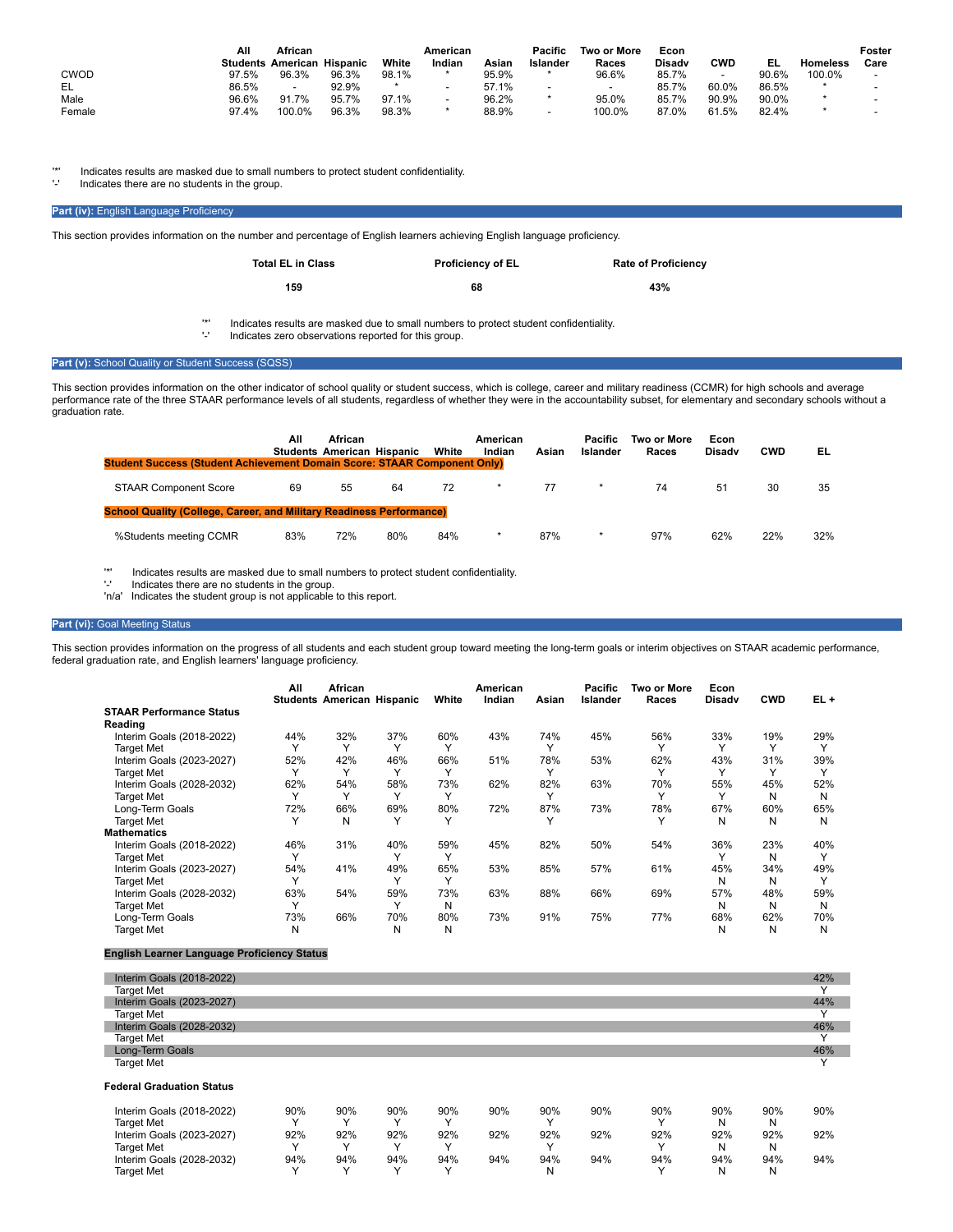| | All Students | African American | Hispanic | White | American Indian | Asian | Pacific Islander | Two or More Races | Econ Disadv | CWD | EL | Homeless | Foster Care |
|---|---|---|---|---|---|---|---|---|---|---|---|---|---|
| CWOD | 97.5% | 96.3% | 96.3% | 98.1% | * | 95.9% | * | 96.6% | 85.7% | - | 90.6% | 100.0% | - |
| EL | 86.5% | - | 92.9% | * | - | 57.1% | - | - | 85.7% | 60.0% | 86.5% | | - |
| Male | 96.6% | 91.7% | 95.7% | 97.1% | - | 96.2% | * | 95.0% | 85.7% | 90.9% | 90.0% | * | - |
| Female | 97.4% | 100.0% | 96.3% | 98.3% | * | 88.9% | - | 100.0% | 87.0% | 61.5% | 82.4% | * | - |

'*' Indicates results are masked due to small numbers to protect student confidentiality.
'-' Indicates there are no students in the group.

## Part (iv): English Language Proficiency

This section provides information on the number and percentage of English learners achieving English language proficiency.

| Total EL in Class | Proficiency of EL | Rate of Proficiency |
|---|---|---|
| 159 | 68 | 43% |

'*' Indicates results are masked due to small numbers to protect student confidentiality.
'-' Indicates zero observations reported for this group.

## Part (v): School Quality or Student Success (SQSS)

This section provides information on the other indicator of school quality or student success, which is college, career and military readiness (CCMR) for high schools and average performance rate of the three STAAR performance levels of all students, regardless of whether they were in the accountability subset, for elementary and secondary schools without a graduation rate.

| | All Students | African American | Hispanic | White | American Indian | Asian | Pacific Islander | Two or More Races | Econ Disadv | CWD | EL |
|---|---|---|---|---|---|---|---|---|---|---|---|
| **Student Success (Student Achievement Domain Score: STAAR Component Only)** | | | | | | | | | | | |
| STAAR Component Score | 69 | 55 | 64 | 72 | * | 77 | * | 74 | 51 | 30 | 35 |
| **School Quality (College, Career, and Military Readiness Performance)** | | | | | | | | | | | |
| %Students meeting CCMR | 83% | 72% | 80% | 84% | * | 87% | * | 97% | 62% | 22% | 32% |

'*' Indicates results are masked due to small numbers to protect student confidentiality.
'-' Indicates there are no students in the group.
'n/a' Indicates the student group is not applicable to this report.

## Part (vi): Goal Meeting Status

This section provides information on the progress of all students and each student group toward meeting the long-term goals or interim objectives on STAAR academic performance, federal graduation rate, and English learners' language proficiency.

| | All Students | African American | Hispanic | White | American Indian | Asian | Pacific Islander | Two or More Races | Econ Disadv | CWD | EL + |
|---|---|---|---|---|---|---|---|---|---|---|---|
| **STAAR Performance Status** | | | | | | | | | | | |
| **Reading** | | | | | | | | | | | |
| Interim Goals (2018-2022) | 44% | 32% | 37% | 60% | 43% | 74% | 45% | 56% | 33% | 19% | 29% |
| Target Met | Y | Y | Y | Y | | Y | | Y | Y | Y | Y |
| Interim Goals (2023-2027) | 52% | 42% | 46% | 66% | 51% | 78% | 53% | 62% | 43% | 31% | 39% |
| Target Met | Y | Y | Y | Y | | Y | | Y | Y | Y | Y |
| Interim Goals (2028-2032) | 62% | 54% | 58% | 73% | 62% | 82% | 63% | 70% | 55% | 45% | 52% |
| Target Met | Y | Y | Y | Y | | Y | | Y | Y | N | N |
| Long-Term Goals | 72% | 66% | 69% | 80% | 72% | 87% | 73% | 78% | 67% | 60% | 65% |
| Target Met | Y | N | Y | Y | | Y | | Y | N | N | N |
| **Mathematics** | | | | | | | | | | | |
| Interim Goals (2018-2022) | 46% | 31% | 40% | 59% | 45% | 82% | 50% | 54% | 36% | 23% | 40% |
| Target Met | Y | | Y | Y | | | | | Y | N | Y |
| Interim Goals (2023-2027) | 54% | 41% | 49% | 65% | 53% | 85% | 57% | 61% | 45% | 34% | 49% |
| Target Met | Y | | Y | Y | | | | | N | N | Y |
| Interim Goals (2028-2032) | 63% | 54% | 59% | 73% | 63% | 88% | 66% | 69% | 57% | 48% | 59% |
| Target Met | Y | | Y | N | | | | | N | N | N |
| Long-Term Goals | 73% | 66% | 70% | 80% | 73% | 91% | 75% | 77% | 68% | 62% | 70% |
| Target Met | N | | N | N | | | | | N | N | N |

**English Learner Language Proficiency Status**

| | EL + |
|---|---|
| Interim Goals (2018-2022) | 42% |
| Target Met | Y |
| Interim Goals (2023-2027) | 44% |
| Target Met | Y |
| Interim Goals (2028-2032) | 46% |
| Target Met | Y |
| Long-Term Goals | 46% |
| Target Met | Y |

**Federal Graduation Status**

| | All Students | African American | Hispanic | White | American Indian | Asian | Pacific Islander | Two or More Races | Econ Disadv | CWD | EL + |
|---|---|---|---|---|---|---|---|---|---|---|---|
| Interim Goals (2018-2022) | 90% | 90% | 90% | 90% | 90% | 90% | 90% | 90% | 90% | 90% | 90% |
| Target Met | Y | Y | Y | Y | | Y | | Y | N | N | |
| Interim Goals (2023-2027) | 92% | 92% | 92% | 92% | 92% | 92% | 92% | 92% | 92% | 92% | 92% |
| Target Met | Y | Y | Y | Y | | Y | | Y | N | N | |
| Interim Goals (2028-2032) | 94% | 94% | 94% | 94% | 94% | 94% | 94% | 94% | 94% | 94% | 94% |
| Target Met | Y | Y | Y | Y | | N | | Y | N | N | |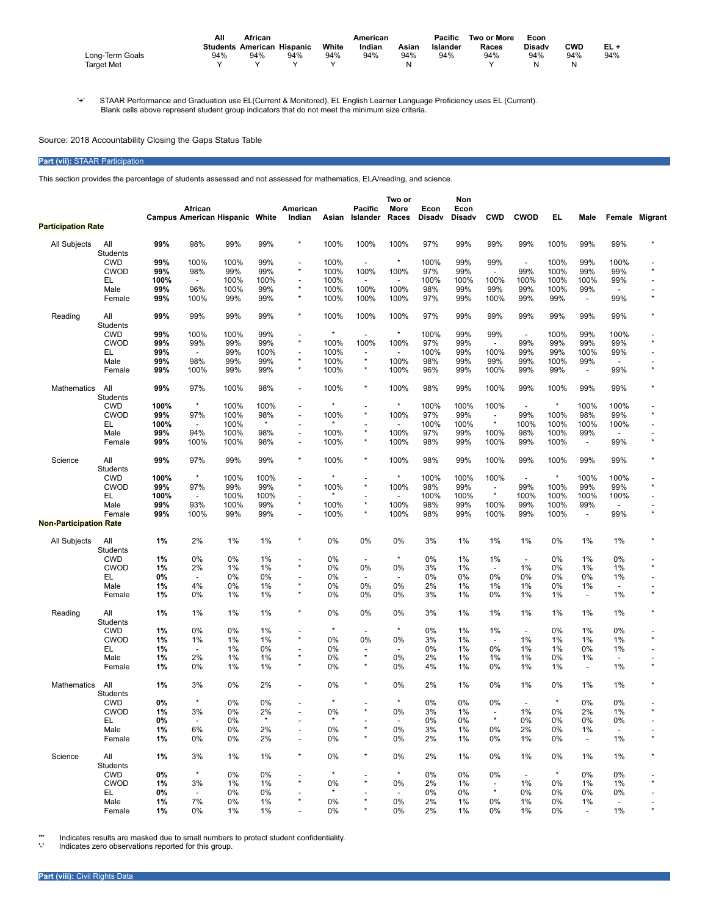| | All Students | African American | Hispanic | White | American Indian | Asian | Pacific Islander | Two or More Races | Econ Disadv | CWD | EL + |
|---|---|---|---|---|---|---|---|---|---|---|---|
| Long-Term Goals | 94% | 94% | 94% | 94% | 94% | 94% | 94% | 94% | 94% | 94% | 94% |
| Target Met | Y | Y | Y | Y | | N | | Y | N | N | |

'+' STAAR Performance and Graduation use EL(Current & Monitored), EL English Learner Language Proficiency uses EL (Current).
Blank cells above represent student group indicators that do not meet the minimum size criteria.

Source: 2018 Accountability Closing the Gaps Status Table

## Part (vii): STAAR Participation

This section provides the percentage of students assessed and not assessed for mathematics, ELA/reading, and science.

| | | Campus | African American | Hispanic | White | American Indian | Asian | Pacific Islander | Two or More Races | Econ Disadv | Non Econ Disadv | CWD | CWOD | EL | Male | Female | Migrant |
|---|---|---|---|---|---|---|---|---|---|---|---|---|---|---|---|---|---|
| **Participation Rate** | | | | | | | | | | | | | | | | | |
| All Subjects | All Students | **99%** | 98% | 99% | 99% | * | 100% | 100% | 100% | 97% | 99% | 99% | 99% | 100% | 99% | 99% | * |
| | CWD | **99%** | 100% | 100% | 99% | - | 100% | - | * | 100% | 99% | 99% | - | 100% | 99% | 100% | - |
| | CWOD | **99%** | 98% | 99% | 99% | * | 100% | 100% | 100% | 97% | 99% | - | 99% | 100% | 99% | 99% | * |
| | EL | **100%** | - | 100% | 100% | - | 100% | - | - | 100% | 100% | 100% | 100% | 100% | 100% | 99% | - |
| | Male | **99%** | 96% | 100% | 99% | * | 100% | 100% | 100% | 98% | 99% | 99% | 99% | 100% | 99% | - | - |
| | Female | **99%** | 100% | 99% | 99% | * | 100% | 100% | 100% | 97% | 99% | 100% | 99% | 99% | - | 99% | * |
| Reading | All Students | **99%** | 99% | 99% | 99% | * | 100% | 100% | 100% | 97% | 99% | 99% | 99% | 99% | 99% | 99% | * |
| | CWD | **99%** | 100% | 100% | 99% | - | * | - | * | 100% | 99% | 99% | - | 100% | 99% | 100% | - |
| | CWOD | **99%** | 99% | 99% | 99% | * | 100% | 100% | 100% | 97% | 99% | - | 99% | 99% | 99% | 99% | * |
| | EL | **99%** | - | 99% | 100% | - | 100% | - | - | 100% | 99% | 100% | 99% | 99% | 100% | 99% | - |
| | Male | **99%** | 98% | 99% | 99% | * | 100% | * | 100% | 98% | 99% | 99% | 99% | 100% | 99% | - | - |
| | Female | **99%** | 100% | 99% | 99% | * | 100% | * | 100% | 96% | 99% | 100% | 99% | 99% | - | 99% | * |
| Mathematics | All Students | **99%** | 97% | 100% | 98% | - | 100% | * | 100% | 98% | 99% | 100% | 99% | 100% | 99% | 99% | * |
| | CWD | **100%** | * | 100% | 100% | - | * | - | * | 100% | 100% | 100% | - | * | 100% | 100% | - |
| | CWOD | **99%** | 97% | 100% | 98% | - | 100% | * | 100% | 97% | 99% | - | 99% | 100% | 98% | 99% | * |
| | EL | **100%** | - | 100% | * | - | * | - | - | 100% | 100% | * | 100% | 100% | 100% | 100% | - |
| | Male | **99%** | 94% | 100% | 98% | - | 100% | * | 100% | 97% | 99% | 100% | 98% | 100% | 99% | - | - |
| | Female | **99%** | 100% | 100% | 98% | - | 100% | * | 100% | 98% | 99% | 100% | 99% | 100% | - | 99% | * |
| Science | All Students | **99%** | 97% | 99% | 99% | * | 100% | * | 100% | 98% | 99% | 100% | 99% | 100% | 99% | 99% | * |
| | CWD | **100%** | * | 100% | 100% | - | * | - | * | 100% | 100% | 100% | - | * | 100% | 100% | - |
| | CWOD | **99%** | 97% | 99% | 99% | * | 100% | * | 100% | 98% | 99% | - | 99% | 100% | 99% | 99% | * |
| | EL | **100%** | - | 100% | 100% | - | * | - | - | 100% | 100% | * | 100% | 100% | 100% | 100% | - |
| | Male | **99%** | 93% | 100% | 99% | * | 100% | * | 100% | 98% | 99% | 100% | 99% | 100% | 99% | - | - |
| | Female | **99%** | 100% | 99% | 99% | - | 100% | * | 100% | 98% | 99% | 100% | 99% | 100% | - | 99% | * |
| **Non-Participation Rate** | | | | | | | | | | | | | | | | | |
| All Subjects | All Students | **1%** | 2% | 1% | 1% | * | 0% | 0% | 0% | 3% | 1% | 1% | 1% | 0% | 1% | 1% | * |
| | CWD | **1%** | 0% | 0% | 1% | - | 0% | - | * | 0% | 1% | 1% | - | 0% | 1% | 0% | - |
| | CWOD | **1%** | 2% | 1% | 1% | * | 0% | 0% | 0% | 3% | 1% | - | 1% | 0% | 1% | 1% | * |
| | EL | **0%** | - | 0% | 0% | - | 0% | - | - | 0% | 0% | 0% | 0% | 0% | 0% | 1% | - |
| | Male | **1%** | 4% | 0% | 1% | * | 0% | 0% | 0% | 2% | 1% | 1% | 1% | 0% | 1% | - | - |
| | Female | **1%** | 0% | 1% | 1% | * | 0% | 0% | 0% | 3% | 1% | 0% | 1% | 1% | - | 1% | * |
| Reading | All Students | **1%** | 1% | 1% | 1% | * | 0% | 0% | 0% | 3% | 1% | 1% | 1% | 1% | 1% | 1% | * |
| | CWD | **1%** | 0% | 0% | 1% | - | * | - | * | 0% | 1% | 1% | - | 0% | 1% | 0% | - |
| | CWOD | **1%** | 1% | 1% | 1% | * | 0% | 0% | 0% | 3% | 1% | - | 1% | 1% | 1% | 1% | * |
| | EL | **1%** | - | 1% | 0% | - | 0% | - | - | 0% | 1% | 0% | 1% | 1% | 0% | 1% | - |
| | Male | **1%** | 2% | 1% | 1% | * | 0% | * | 0% | 2% | 1% | 1% | 1% | 0% | 1% | - | - |
| | Female | **1%** | 0% | 1% | 1% | * | 0% | * | 0% | 4% | 1% | 0% | 1% | 1% | - | 1% | * |
| Mathematics | All Students | **1%** | 3% | 0% | 2% | - | 0% | * | 0% | 2% | 1% | 0% | 1% | 0% | 1% | 1% | * |
| | CWD | **0%** | * | 0% | 0% | - | * | - | * | 0% | 0% | 0% | - | * | 0% | 0% | - |
| | CWOD | **1%** | 3% | 0% | 2% | - | 0% | * | 0% | 3% | 1% | - | 1% | 0% | 2% | 1% | * |
| | EL | **0%** | - | 0% | * | - | * | - | - | 0% | 0% | * | 0% | 0% | 0% | 0% | - |
| | Male | **1%** | 6% | 0% | 2% | - | 0% | * | 0% | 3% | 1% | 0% | 2% | 0% | 1% | - | - |
| | Female | **1%** | 0% | 0% | 2% | - | 0% | * | 0% | 2% | 1% | 0% | 1% | 0% | - | 1% | * |
| Science | All Students | **1%** | 3% | 1% | 1% | * | 0% | * | 0% | 2% | 1% | 0% | 1% | 0% | 1% | 1% | * |
| | CWD | **0%** | * | 0% | 0% | - | * | - | * | 0% | 0% | 0% | - | * | 0% | 0% | - |
| | CWOD | **1%** | 3% | 1% | 1% | * | 0% | * | 0% | 2% | 1% | - | 1% | 0% | 1% | 1% | * |
| | EL | **0%** | - | 0% | 0% | - | * | - | - | 0% | 0% | * | 0% | 0% | 0% | 0% | - |
| | Male | **1%** | 7% | 0% | 1% | * | 0% | * | 0% | 2% | 1% | 0% | 1% | 0% | 1% | - | - |
| | Female | **1%** | 0% | 1% | 1% | - | 0% | * | 0% | 2% | 1% | 0% | 1% | 0% | - | 1% | * |

'*' Indicates results are masked due to small numbers to protect student confidentiality.
'-' Indicates zero observations reported for this group.

## Part (viii): Civil Rights Data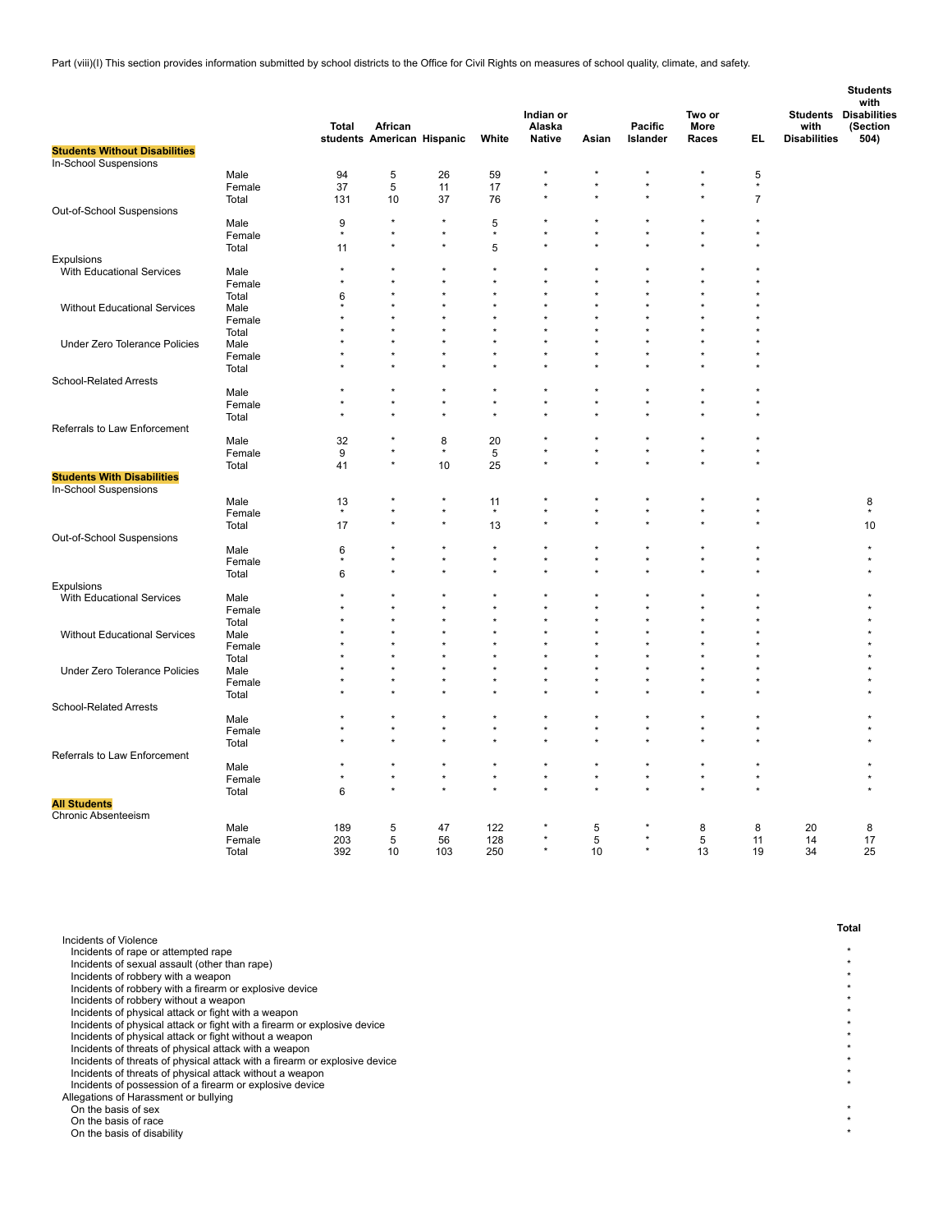Part (viii)(I) This section provides information submitted by school districts to the Office for Civil Rights on measures of school quality, climate, and safety.

| | | Total students | African American | Hispanic | White | Indian or Alaska Native | Asian | Pacific Islander | Two or More Races | EL | Students with Disabilities | Students with Disabilities (Section 504) |
|---|---|---|---|---|---|---|---|---|---|---|---|---|
| **Students Without Disabilities** | | | | | | | | | | | | |
| In-School Suspensions | | | | | | | | | | | | |
| | Male | 94 | 5 | 26 | 59 | * | * | * | * | 5 | | |
| | Female | 37 | 5 | 11 | 17 | * | * | * | * | * | | |
| | Total | 131 | 10 | 37 | 76 | * | * | * | * | 7 | | |
| Out-of-School Suspensions | | | | | | | | | | | | |
| | Male | 9 | * | * | 5 | * | * | * | * | * | | |
| | Female | * | * | * | * | * | * | * | * | * | | |
| | Total | 11 | * | * | 5 | * | * | * | * | * | | |
| Expulsions | | | | | | | | | | | | |
| With Educational Services | Male | * | * | * | * | * | * | * | * | * | | |
| | Female | * | * | * | * | * | * | * | * | * | | |
| | Total | 6 | * | * | * | * | * | * | * | * | | |
| Without Educational Services | Male | * | * | * | * | * | * | * | * | * | | |
| | Female | * | * | * | * | * | * | * | * | * | | |
| | Total | * | * | * | * | * | * | * | * | * | | |
| Under Zero Tolerance Policies | Male | * | * | * | * | * | * | * | * | * | | |
| | Female | * | * | * | * | * | * | * | * | * | | |
| | Total | * | * | * | * | * | * | * | * | * | | |
| School-Related Arrests | | | | | | | | | | | | |
| | Male | * | * | * | * | * | * | * | * | * | | |
| | Female | * | * | * | * | * | * | * | * | * | | |
| | Total | * | * | * | * | * | * | * | * | * | | |
| Referrals to Law Enforcement | | | | | | | | | | | | |
| | Male | 32 | * | 8 | 20 | * | * | * | * | * | | |
| | Female | 9 | * | * | 5 | * | * | * | * | * | | |
| | Total | 41 | * | 10 | 25 | * | * | * | * | * | | |
| **Students With Disabilities** | | | | | | | | | | | | |
| In-School Suspensions | | | | | | | | | | | | |
| | Male | 13 | * | * | 11 | * | * | * | * | * | | 8 |
| | Female | * | * | * | * | * | * | * | * | * | | * |
| | Total | 17 | * | * | 13 | * | * | * | * | * | | 10 |
| Out-of-School Suspensions | | | | | | | | | | | | |
| | Male | 6 | * | * | * | * | * | * | * | * | | * |
| | Female | * | * | * | * | * | * | * | * | * | | * |
| | Total | 6 | * | * | * | * | * | * | * | * | | * |
| Expulsions | | | | | | | | | | | | |
| With Educational Services | Male | * | * | * | * | * | * | * | * | * | | * |
| | Female | * | * | * | * | * | * | * | * | * | | * |
| | Total | * | * | * | * | * | * | * | * | * | | * |
| Without Educational Services | Male | * | * | * | * | * | * | * | * | * | | * |
| | Female | * | * | * | * | * | * | * | * | * | | * |
| | Total | * | * | * | * | * | * | * | * | * | | * |
| Under Zero Tolerance Policies | Male | * | * | * | * | * | * | * | * | * | | * |
| | Female | * | * | * | * | * | * | * | * | * | | * |
| | Total | * | * | * | * | * | * | * | * | * | | * |
| School-Related Arrests | | | | | | | | | | | | |
| | Male | * | * | * | * | * | * | * | * | * | | * |
| | Female | * | * | * | * | * | * | * | * | * | | * |
| | Total | * | * | * | * | * | * | * | * | * | | * |
| Referrals to Law Enforcement | | | | | | | | | | | | |
| | Male | * | * | * | * | * | * | * | * | * | | * |
| | Female | * | * | * | * | * | * | * | * | * | | * |
| | Total | 6 | * | * | * | * | * | * | * | * | | * |
| **All Students** | | | | | | | | | | | | |
| Chronic Absenteeism | | | | | | | | | | | | |
| | Male | 189 | 5 | 47 | 122 | * | 5 | * | 8 | 8 | 20 | 8 |
| | Female | 203 | 5 | 56 | 128 | * | 5 | * | 5 | 11 | 14 | 17 |
| | Total | 392 | 10 | 103 | 250 | * | 10 | * | 13 | 19 | 34 | 25 |

| | Total |
|---|---|
| Incidents of Violence | |
| Incidents of rape or attempted rape | * |
| Incidents of sexual assault (other than rape) | * |
| Incidents of robbery with a weapon | * |
| Incidents of robbery with a firearm or explosive device | * |
| Incidents of robbery without a weapon | * |
| Incidents of physical attack or fight with a weapon | * |
| Incidents of physical attack or fight with a firearm or explosive device | * |
| Incidents of physical attack or fight without a weapon | * |
| Incidents of threats of physical attack with a weapon | * |
| Incidents of threats of physical attack with a firearm or explosive device | * |
| Incidents of threats of physical attack without a weapon | * |
| Incidents of possession of a firearm or explosive device | * |
| Allegations of Harassment or bullying | |
| On the basis of sex | * |
| On the basis of race | * |
| On the basis of disability | * |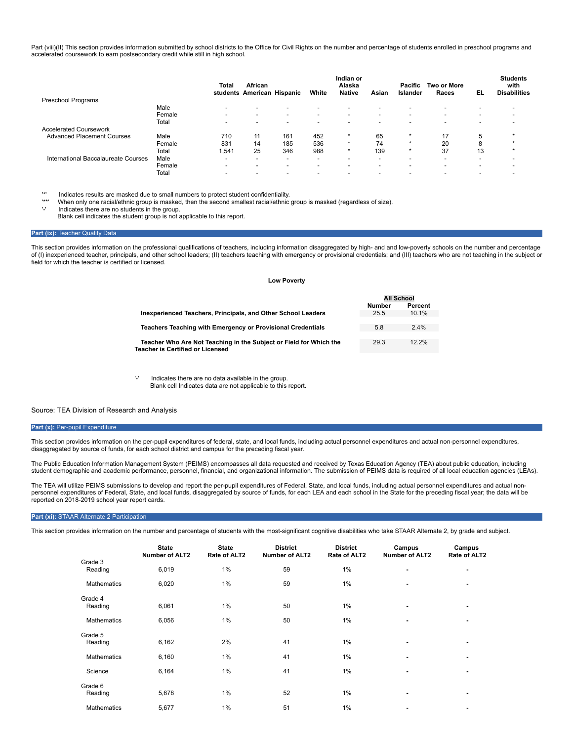Part (viii)(II) This section provides information submitted by school districts to the Office for Civil Rights on the number and percentage of students enrolled in preschool programs and accelerated coursework to earn postsecondary credit while still in high school.

| | | Total students | African American | Hispanic | White | Indian or Alaska Native | Asian | Pacific Islander | Two or More Races | EL | Students with Disabilities |
|---|---|---|---|---|---|---|---|---|---|---|---|
| Preschool Programs | | | | | | | | | | | |
| | Male | - | - | - | - | - | - | - | - | - | - |
| | Female | - | - | - | - | - | - | - | - | - | - |
| | Total | - | - | - | - | - | - | - | - | - | - |
| Accelerated Coursework | | | | | | | | | | | |
| Advanced Placement Courses | Male | 710 | 11 | 161 | 452 | * | 65 | * | 17 | 5 | * |
| | Female | 831 | 14 | 185 | 536 | * | 74 | * | 20 | 8 | * |
| | Total | 1,541 | 25 | 346 | 988 | * | 139 | * | 37 | 13 | * |
| International Baccalaureate Courses | Male | - | - | - | - | - | - | - | - | - | - |
| | Female | - | - | - | - | - | - | - | - | - | - |
| | Total | - | - | - | - | - | - | - | - | - | - |

'*' Indicates results are masked due to small numbers to protect student confidentiality.
'**' When only one racial/ethnic group is masked, then the second smallest racial/ethnic group is masked (regardless of size).
'-' Indicates there are no students in the group.
Blank cell indicates the student group is not applicable to this report.

## Part (ix): Teacher Quality Data

This section provides information on the professional qualifications of teachers, including information disaggregated by high- and and low-poverty schools on the number and percentage of (I) inexperienced teacher, principals, and other school leaders; (II) teachers teaching with emergency or provisional credentials; and (III) teachers who are not teaching in the subject or field for which the teacher is certified or licensed.

**Low Poverty**

| | All School | |
|---|---|---|
| | Number | Percent |
| **Inexperienced Teachers, Principals, and Other School Leaders** | 25.5 | 10.1% |
| **Teachers Teaching with Emergency or Provisional Credentials** | 5.8 | 2.4% |
| **Teacher Who Are Not Teaching in the Subject or Field for Which the Teacher is Certified or Licensed** | 29.3 | 12.2% |

'-' Indicates there are no data available in the group.
Blank cell Indicates data are not applicable to this report.

Source: TEA Division of Research and Analysis

## Part (x): Per-pupil Expenditure

This section provides information on the per-pupil expenditures of federal, state, and local funds, including actual personnel expenditures and actual non-personnel expenditures, disaggregated by source of funds, for each school district and campus for the preceding fiscal year.

The Public Education Information Management System (PEIMS) encompasses all data requested and received by Texas Education Agency (TEA) about public education, including student demographic and academic performance, personnel, financial, and organizational information. The submission of PEIMS data is required of all local education agencies (LEAs).

The TEA will utilize PEIMS submissions to develop and report the per-pupil expenditures of Federal, State, and local funds, including actual personnel expenditures and actual non-personnel expenditures of Federal, State, and local funds, disaggregated by source of funds, for each LEA and each school in the State for the preceding fiscal year; the data will be reported on 2018-2019 school year report cards.

## Part (xi): STAAR Alternate 2 Participation

This section provides information on the number and percentage of students with the most-significant cognitive disabilities who take STAAR Alternate 2, by grade and subject.

| | State Number of ALT2 | State Rate of ALT2 | District Number of ALT2 | District Rate of ALT2 | Campus Number of ALT2 | Campus Rate of ALT2 |
|---|---|---|---|---|---|---|
| Grade 3 | | | | | | |
| Reading | 6,019 | 1% | 59 | 1% | - | - |
| Mathematics | 6,020 | 1% | 59 | 1% | - | - |
| Grade 4 | | | | | | |
| Reading | 6,061 | 1% | 50 | 1% | - | - |
| Mathematics | 6,056 | 1% | 50 | 1% | - | - |
| Grade 5 | | | | | | |
| Reading | 6,162 | 2% | 41 | 1% | - | - |
| Mathematics | 6,160 | 1% | 41 | 1% | - | - |
| Science | 6,164 | 1% | 41 | 1% | - | - |
| Grade 6 | | | | | | |
| Reading | 5,678 | 1% | 52 | 1% | - | - |
| Mathematics | 5,677 | 1% | 51 | 1% | - | - |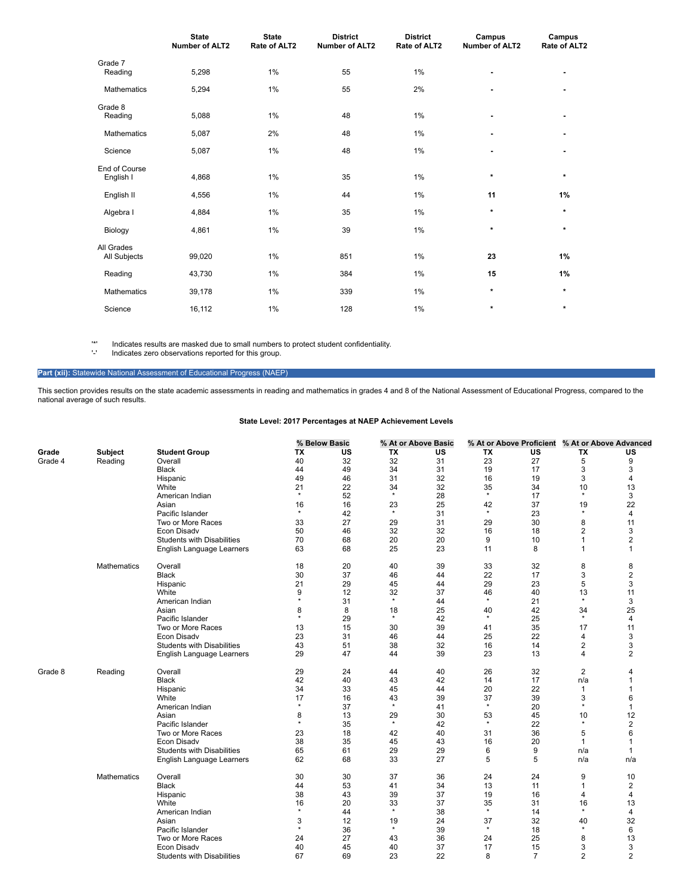| | State Number of ALT2 | State Rate of ALT2 | District Number of ALT2 | District Rate of ALT2 | Campus Number of ALT2 | Campus Rate of ALT2 |
|---|---|---|---|---|---|---|
| **Grade 7** | | | | | | |
| Reading | 5,298 | 1% | 55 | 1% | - | - |
| Mathematics | 5,294 | 1% | 55 | 2% | - | - |
| **Grade 8** | | | | | | |
| Reading | 5,088 | 1% | 48 | 1% | - | - |
| Mathematics | 5,087 | 2% | 48 | 1% | - | - |
| Science | 5,087 | 1% | 48 | 1% | - | - |
| **End of Course** | | | | | | |
| English I | 4,868 | 1% | 35 | 1% | * | * |
| English II | 4,556 | 1% | 44 | 1% | **11** | **1%** |
| Algebra I | 4,884 | 1% | 35 | 1% | * | * |
| Biology | 4,861 | 1% | 39 | 1% | * | * |
| **All Grades** | | | | | | |
| All Subjects | 99,020 | 1% | 851 | 1% | **23** | **1%** |
| Reading | 43,730 | 1% | 384 | 1% | **15** | **1%** |
| Mathematics | 39,178 | 1% | 339 | 1% | * | * |
| Science | 16,112 | 1% | 128 | 1% | * | * |

'*' Indicates results are masked due to small numbers to protect student confidentiality.
'-' Indicates zero observations reported for this group.

## Part (xii): Statewide National Assessment of Educational Progress (NAEP)

This section provides results on the state academic assessments in reading and mathematics in grades 4 and 8 of the National Assessment of Educational Progress, compared to the national average of such results.

### State Level: 2017 Percentages at NAEP Achievement Levels

| | | | % Below Basic | | % At or Above Basic | | % At or Above Proficient | | % At or Above Advanced | |
|---|---|---|---|---|---|---|---|---|---|---|
| **Grade** | **Subject** | **Student Group** | **TX** | **US** | **TX** | **US** | **TX** | **US** | **TX** | **US** |
| Grade 4 | Reading | Overall | 40 | 32 | 32 | 31 | 23 | 27 | 5 | 9 |
| | | Black | 44 | 49 | 34 | 31 | 19 | 17 | 3 | 3 |
| | | Hispanic | 49 | 46 | 31 | 32 | 16 | 19 | 3 | 4 |
| | | White | 21 | 22 | 34 | 32 | 35 | 34 | 10 | 13 |
| | | American Indian | * | 52 | * | 28 | * | 17 | * | 3 |
| | | Asian | 16 | 16 | 23 | 25 | 42 | 37 | 19 | 22 |
| | | Pacific Islander | * | 42 | * | 31 | * | 23 | * | 4 |
| | | Two or More Races | 33 | 27 | 29 | 31 | 29 | 30 | 8 | 11 |
| | | Econ Disadv | 50 | 46 | 32 | 32 | 16 | 18 | 2 | 3 |
| | | Students with Disabilities | 70 | 68 | 20 | 20 | 9 | 10 | 1 | 2 |
| | | English Language Learners | 63 | 68 | 25 | 23 | 11 | 8 | 1 | 1 |
| | Mathematics | Overall | 18 | 20 | 40 | 39 | 33 | 32 | 8 | 8 |
| | | Black | 30 | 37 | 46 | 44 | 22 | 17 | 3 | 2 |
| | | Hispanic | 21 | 29 | 45 | 44 | 29 | 23 | 5 | 3 |
| | | White | 9 | 12 | 32 | 37 | 46 | 40 | 13 | 11 |
| | | American Indian | * | 31 | * | 44 | * | 21 | * | 3 |
| | | Asian | 8 | 8 | 18 | 25 | 40 | 42 | 34 | 25 |
| | | Pacific Islander | * | 29 | * | 42 | * | 25 | * | 4 |
| | | Two or More Races | 13 | 15 | 30 | 39 | 41 | 35 | 17 | 11 |
| | | Econ Disadv | 23 | 31 | 46 | 44 | 25 | 22 | 4 | 3 |
| | | Students with Disabilities | 43 | 51 | 38 | 32 | 16 | 14 | 2 | 3 |
| | | English Language Learners | 29 | 47 | 44 | 39 | 23 | 13 | 4 | 2 |
| Grade 8 | Reading | Overall | 29 | 24 | 44 | 40 | 26 | 32 | 2 | 4 |
| | | Black | 42 | 40 | 43 | 42 | 14 | 17 | n/a | 1 |
| | | Hispanic | 34 | 33 | 45 | 44 | 20 | 22 | 1 | 1 |
| | | White | 17 | 16 | 43 | 39 | 37 | 39 | 3 | 6 |
| | | American Indian | * | 37 | * | 41 | * | 20 | * | 1 |
| | | Asian | 8 | 13 | 29 | 30 | 53 | 45 | 10 | 12 |
| | | Pacific Islander | * | 35 | * | 42 | * | 22 | * | 2 |
| | | Two or More Races | 23 | 18 | 42 | 40 | 31 | 36 | 5 | 6 |
| | | Econ Disadv | 38 | 35 | 45 | 43 | 16 | 20 | 1 | 1 |
| | | Students with Disabilities | 65 | 61 | 29 | 29 | 6 | 9 | n/a | 1 |
| | | English Language Learners | 62 | 68 | 33 | 27 | 5 | 5 | n/a | n/a |
| | Mathematics | Overall | 30 | 30 | 37 | 36 | 24 | 24 | 9 | 10 |
| | | Black | 44 | 53 | 41 | 34 | 13 | 11 | 1 | 2 |
| | | Hispanic | 38 | 43 | 39 | 37 | 19 | 16 | 4 | 4 |
| | | White | 16 | 20 | 33 | 37 | 35 | 31 | 16 | 13 |
| | | American Indian | * | 44 | * | 38 | * | 14 | * | 4 |
| | | Asian | 3 | 12 | 19 | 24 | 37 | 32 | 40 | 32 |
| | | Pacific Islander | * | 36 | * | 39 | * | 18 | * | 6 |
| | | Two or More Races | 24 | 27 | 43 | 36 | 24 | 25 | 8 | 13 |
| | | Econ Disadv | 40 | 45 | 40 | 37 | 17 | 15 | 3 | 3 |
| | | Students with Disabilities | 67 | 69 | 23 | 22 | 8 | 7 | 2 | 2 |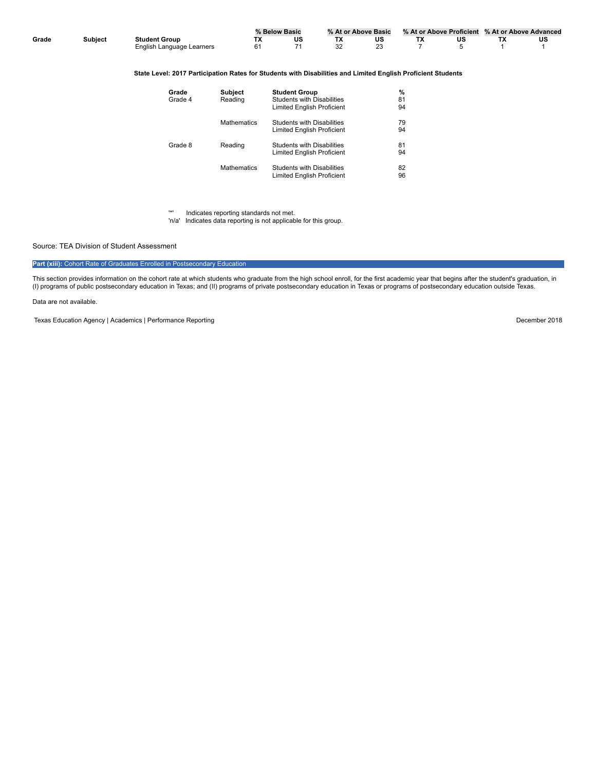| Grade | Subject | Student Group | % Below Basic | | % At or Above Basic | | % At or Above Proficient | | % At or Above Advanced | |
|---|---|---|---|---|---|---|---|---|---|---|
| | | | TX | US | TX | US | TX | US | TX | US |
| | | English Language Learners | 61 | 71 | 32 | 23 | 7 | 5 | 1 | 1 |

**State Level: 2017 Participation Rates for Students with Disabilities and Limited English Proficient Students**

| Grade | Subject | Student Group | % |
|---|---|---|---|
| Grade 4 | Reading | Students with Disabilities | 81 |
| | | Limited English Proficient | 94 |
| | Mathematics | Students with Disabilities | 79 |
| | | Limited English Proficient | 94 |
| Grade 8 | Reading | Students with Disabilities | 81 |
| | | Limited English Proficient | 94 |
| | Mathematics | Students with Disabilities | 82 |
| | | Limited English Proficient | 96 |

'*' Indicates reporting standards not met.
'n/a' Indicates data reporting is not applicable for this group.

Source: TEA Division of Student Assessment

## Part (xiii): Cohort Rate of Graduates Enrolled in Postsecondary Education

This section provides information on the cohort rate at which students who graduate from the high school enroll, for the first academic year that begins after the student's graduation, in (I) programs of public postsecondary education in Texas; and (II) programs of private postsecondary education in Texas or programs of postsecondary education outside Texas.

Data are not available.